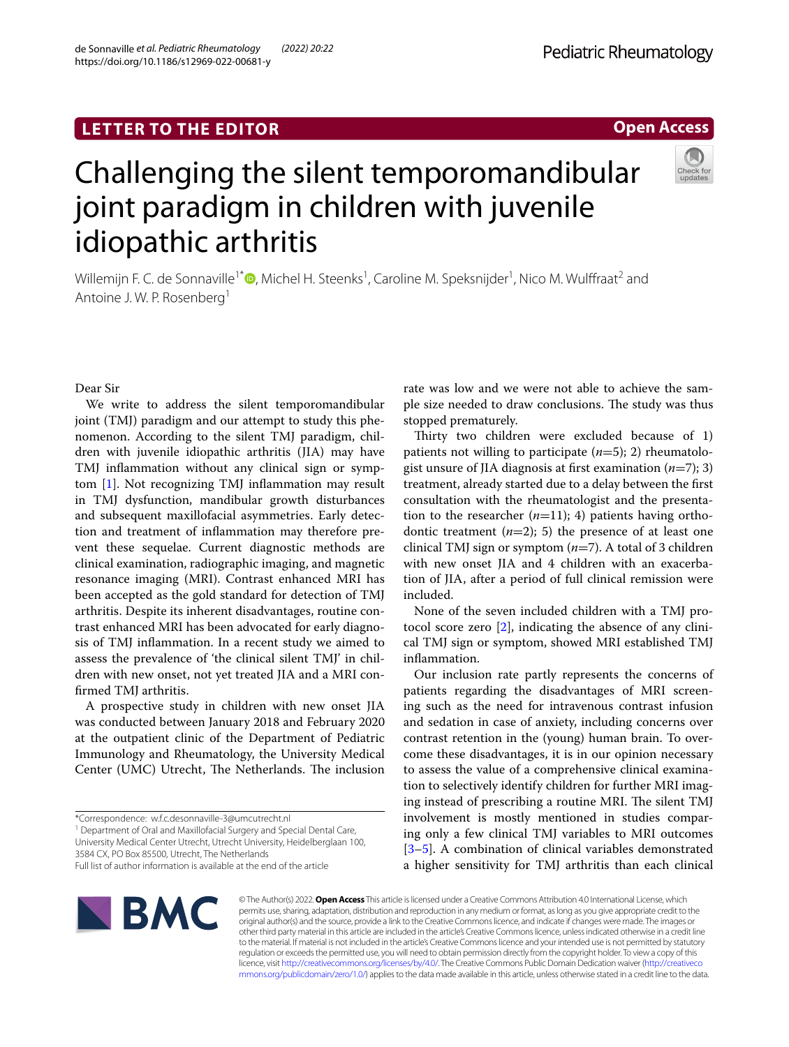LETTER TO THE EDITOR

Open Access

# Challenging the silent temporomandibular joint paradigm in children with juvenile idiopathic arthritis

Willemijn F. C. de Sonnaville[1*], Michel H. Steenks[1], Caroline M. Speksnijder[1], Nico M. Wulffraat[2] and Antoine J. W. P. Rosenberg[1]

Dear Sir

We write to address the silent temporomandibular joint (TMJ) paradigm and our attempt to study this phenomenon. According to the silent TMJ paradigm, children with juvenile idiopathic arthritis (JIA) may have TMJ inflammation without any clinical sign or symptom [1]. Not recognizing TMJ inflammation may result in TMJ dysfunction, mandibular growth disturbances and subsequent maxillofacial asymmetries. Early detection and treatment of inflammation may therefore prevent these sequelae. Current diagnostic methods are clinical examination, radiographic imaging, and magnetic resonance imaging (MRI). Contrast enhanced MRI has been accepted as the gold standard for detection of TMJ arthritis. Despite its inherent disadvantages, routine contrast enhanced MRI has been advocated for early diagnosis of TMJ inflammation. In a recent study we aimed to assess the prevalence of 'the clinical silent TMJ' in children with new onset, not yet treated JIA and a MRI confirmed TMJ arthritis.

A prospective study in children with new onset JIA was conducted between January 2018 and February 2020 at the outpatient clinic of the Department of Pediatric Immunology and Rheumatology, the University Medical Center (UMC) Utrecht, The Netherlands. The inclusion rate was low and we were not able to achieve the sample size needed to draw conclusions. The study was thus stopped prematurely.

Thirty two children were excluded because of 1) patients not willing to participate (*n*=5); 2) rheumatologist unsure of JIA diagnosis at first examination (*n*=7); 3) treatment, already started due to a delay between the first consultation with the rheumatologist and the presentation to the researcher (*n*=11); 4) patients having orthodontic treatment (*n*=2); 5) the presence of at least one clinical TMJ sign or symptom (*n*=7). A total of 3 children with new onset JIA and 4 children with an exacerbation of JIA, after a period of full clinical remission were included.

None of the seven included children with a TMJ protocol score zero [2], indicating the absence of any clinical TMJ sign or symptom, showed MRI established TMJ inflammation.

Our inclusion rate partly represents the concerns of patients regarding the disadvantages of MRI screening such as the need for intravenous contrast infusion and sedation in case of anxiety, including concerns over contrast retention in the (young) human brain. To overcome these disadvantages, it is in our opinion necessary to assess the value of a comprehensive clinical examination to selectively identify children for further MRI imaging instead of prescribing a routine MRI. The silent TMJ involvement is mostly mentioned in studies comparing only a few clinical TMJ variables to MRI outcomes [3–5]. A combination of clinical variables demonstrated a higher sensitivity for TMJ arthritis than each clinical

*Correspondence: w.f.c.desonnaville-3@umcutrecht.nl
[1] Department of Oral and Maxillofacial Surgery and Special Dental Care, University Medical Center Utrecht, Utrecht University, Heidelberglaan 100, 3584 CX, PO Box 85500, Utrecht, The Netherlands
Full list of author information is available at the end of the article

© The Author(s) 2022. **Open Access** This article is licensed under a Creative Commons Attribution 4.0 International License, which permits use, sharing, adaptation, distribution and reproduction in any medium or format, as long as you give appropriate credit to the original author(s) and the source, provide a link to the Creative Commons licence, and indicate if changes were made. The images or other third party material in this article are included in the article's Creative Commons licence, unless indicated otherwise in a credit line to the material. If material is not included in the article's Creative Commons licence and your intended use is not permitted by statutory regulation or exceeds the permitted use, you will need to obtain permission directly from the copyright holder. To view a copy of this licence, visit http://creativecommons.org/licenses/by/4.0/. The Creative Commons Public Domain Dedication waiver (http://creativecommons.org/publicdomain/zero/1.0/) applies to the data made available in this article, unless otherwise stated in a credit line to the data.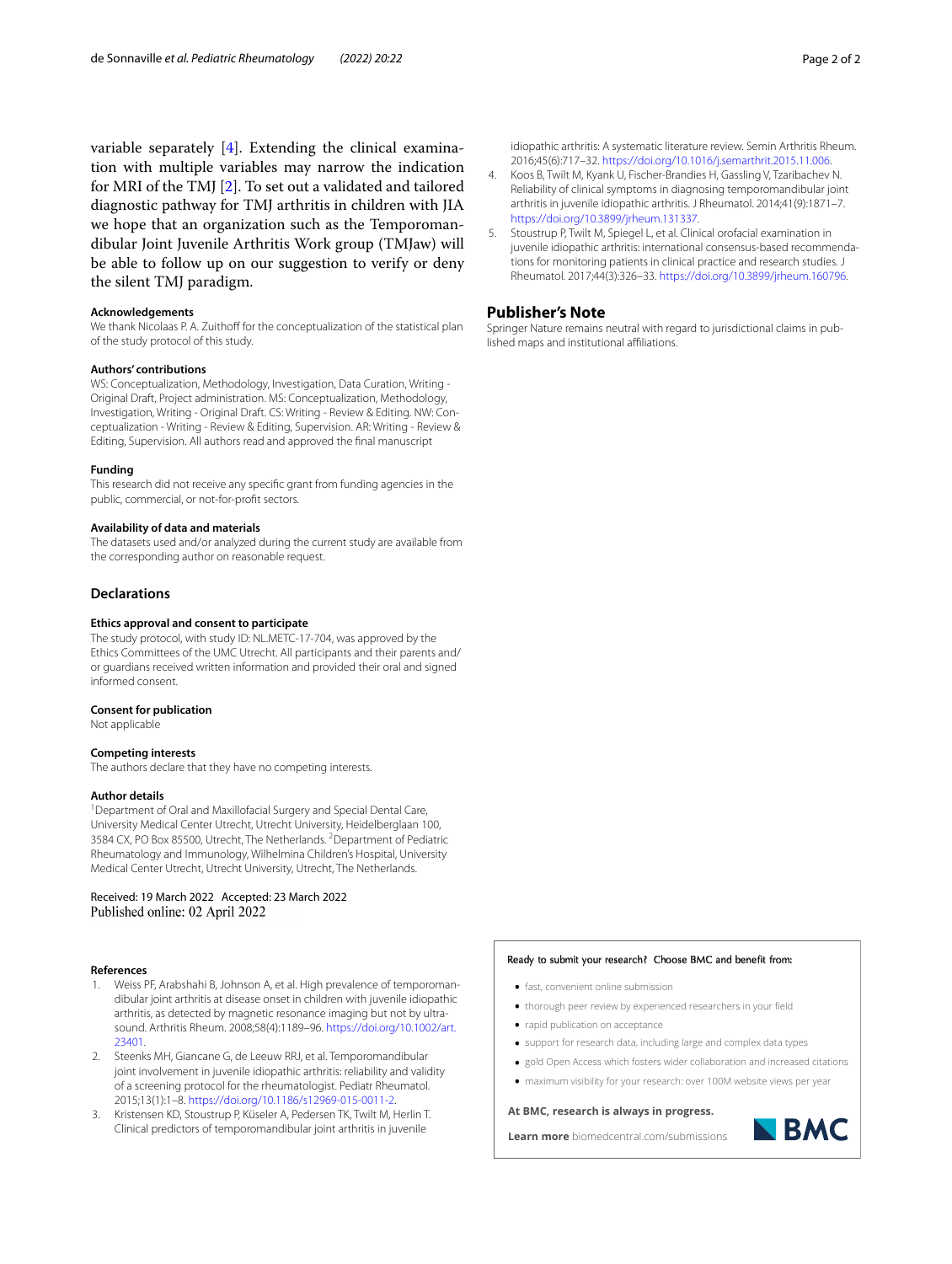variable separately [4]. Extending the clinical examination with multiple variables may narrow the indication for MRI of the TMJ [2]. To set out a validated and tailored diagnostic pathway for TMJ arthritis in children with JIA we hope that an organization such as the Temporomandibular Joint Juvenile Arthritis Work group (TMJaw) will be able to follow up on our suggestion to verify or deny the silent TMJ paradigm.

#### Acknowledgements
We thank Nicolaas P. A. Zuithoff for the conceptualization of the statistical plan of the study protocol of this study.

#### Authors' contributions
WS: Conceptualization, Methodology, Investigation, Data Curation, Writing - Original Draft, Project administration. MS: Conceptualization, Methodology, Investigation, Writing - Original Draft. CS: Writing - Review & Editing. NW: Conceptualization - Writing - Review & Editing, Supervision. AR: Writing - Review & Editing, Supervision. All authors read and approved the final manuscript

#### Funding
This research did not receive any specific grant from funding agencies in the public, commercial, or not-for-profit sectors.

#### Availability of data and materials
The datasets used and/or analyzed during the current study are available from the corresponding author on reasonable request.

### Declarations

#### Ethics approval and consent to participate
The study protocol, with study ID: NL.METC-17-704, was approved by the Ethics Committees of the UMC Utrecht. All participants and their parents and/or guardians received written information and provided their oral and signed informed consent.

#### Consent for publication
Not applicable

#### Competing interests
The authors declare that they have no competing interests.

#### Author details
[1]Department of Oral and Maxillofacial Surgery and Special Dental Care, University Medical Center Utrecht, Utrecht University, Heidelberglaan 100, 3584 CX, PO Box 85500, Utrecht, The Netherlands. [2]Department of Pediatric Rheumatology and Immunology, Wilhelmina Children's Hospital, University Medical Center Utrecht, Utrecht University, Utrecht, The Netherlands.

Received: 19 March 2022 Accepted: 23 March 2022
Published online: 02 April 2022

#### References
1. Weiss PF, Arabshahi B, Johnson A, et al. High prevalence of temporomandibular joint arthritis at disease onset in children with juvenile idiopathic arthritis, as detected by magnetic resonance imaging but not by ultrasound. Arthritis Rheum. 2008;58(4):1189–96. https://doi.org/10.1002/art.23401.
2. Steenks MH, Giancane G, de Leeuw RRJ, et al. Temporomandibular joint involvement in juvenile idiopathic arthritis: reliability and validity of a screening protocol for the rheumatologist. Pediatr Rheumatol. 2015;13(1):1–8. https://doi.org/10.1186/s12969-015-0011-2.
3. Kristensen KD, Stoustrup P, Küseler A, Pedersen TK, Twilt M, Herlin T. Clinical predictors of temporomandibular joint arthritis in juvenile idiopathic arthritis: A systematic literature review. Semin Arthritis Rheum. 2016;45(6):717–32. https://doi.org/10.1016/j.semarthrit.2015.11.006.
4. Koos B, Twilt M, Kyank U, Fischer-Brandies H, Gassling V, Tzaribachev N. Reliability of clinical symptoms in diagnosing temporomandibular joint arthritis in juvenile idiopathic arthritis. J Rheumatol. 2014;41(9):1871–7. https://doi.org/10.3899/jrheum.131337.
5. Stoustrup P, Twilt M, Spiegel L, et al. Clinical orofacial examination in juvenile idiopathic arthritis: international consensus-based recommendations for monitoring patients in clinical practice and research studies. J Rheumatol. 2017;44(3):326–33. https://doi.org/10.3899/jrheum.160796.

### Publisher's Note
Springer Nature remains neutral with regard to jurisdictional claims in published maps and institutional affiliations.

Ready to submit your research? Choose BMC and benefit from:

- fast, convenient online submission
- thorough peer review by experienced researchers in your field
- rapid publication on acceptance
- support for research data, including large and complex data types
- gold Open Access which fosters wider collaboration and increased citations
- maximum visibility for your research: over 100M website views per year

**At BMC, research is always in progress.**

**Learn more** biomedcentral.com/submissions

BMC